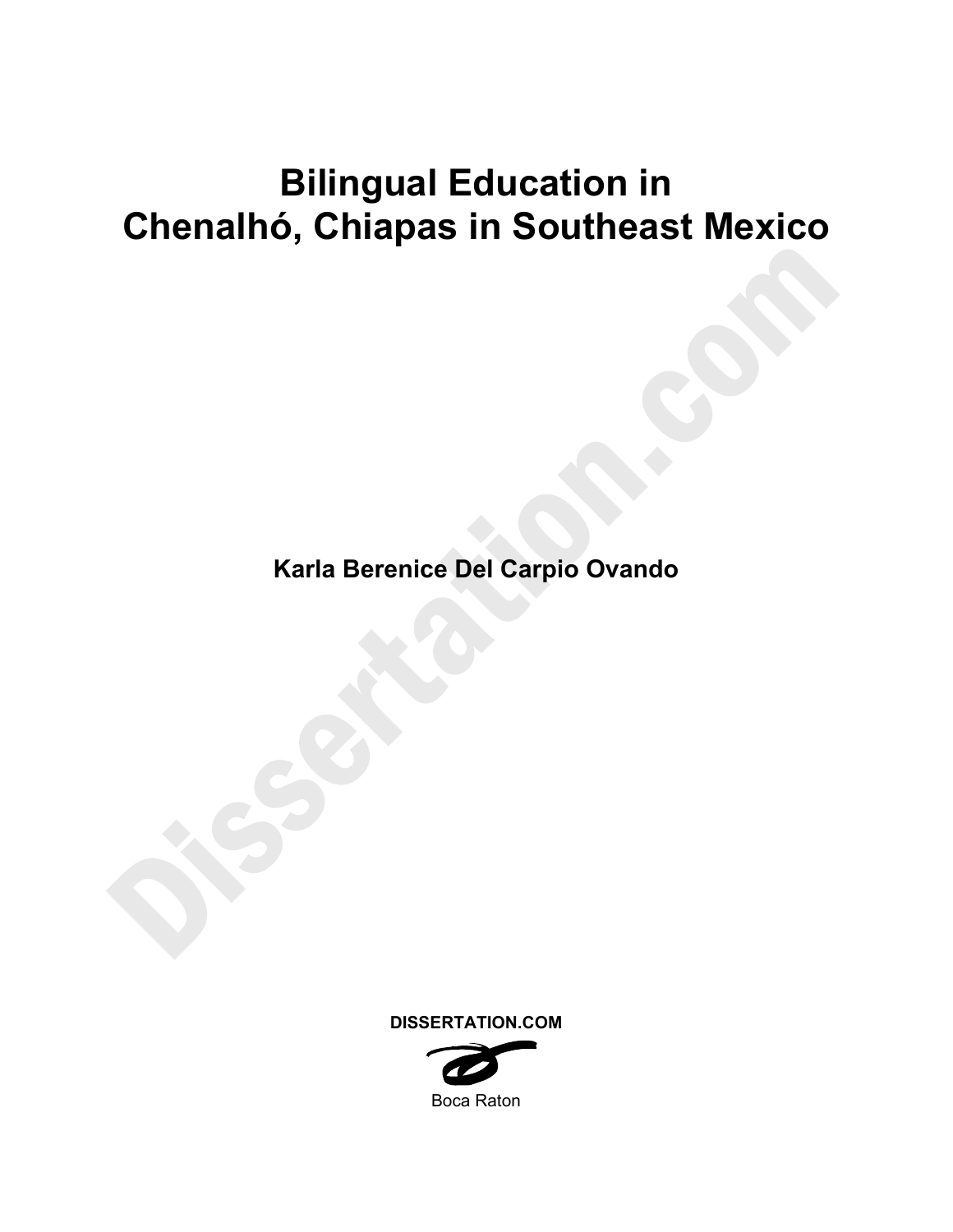# Bilingual Education in Chenalhó, Chiapas in Southeast Mexico

**Karla Berenice Del Carpio Ovando**

**DISSERTATION.COM**

Boca Raton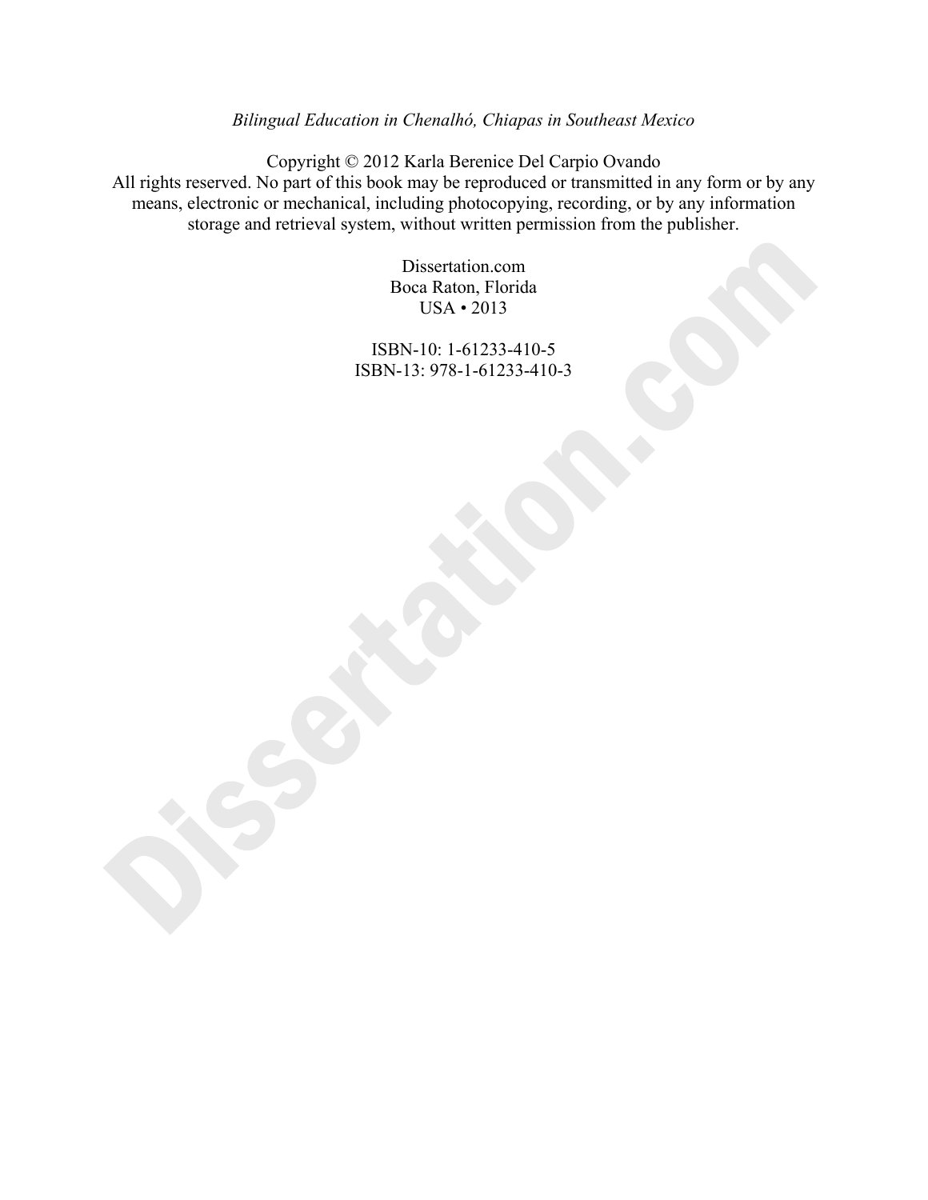*Bilingual Education in Chenalhó, Chiapas in Southeast Mexico*

Copyright © 2012 Karla Berenice Del Carpio Ovando
All rights reserved. No part of this book may be reproduced or transmitted in any form or by any means, electronic or mechanical, including photocopying, recording, or by any information storage and retrieval system, without written permission from the publisher.

Dissertation.com
Boca Raton, Florida
USA • 2013

ISBN-10: 1-61233-410-5
ISBN-13: 978-1-61233-410-3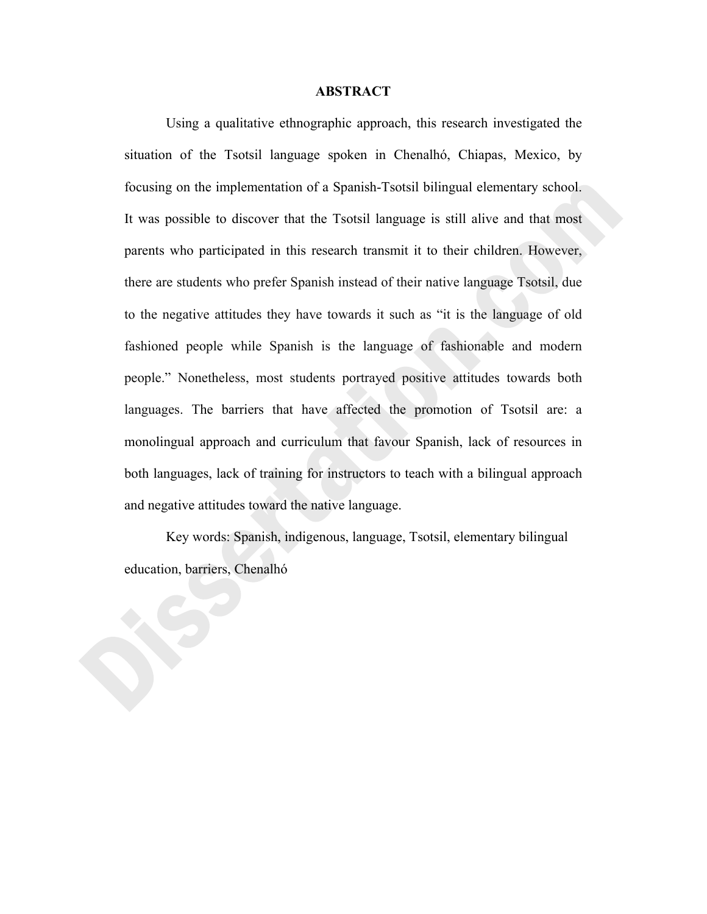# ABSTRACT

Using a qualitative ethnographic approach, this research investigated the situation of the Tsotsil language spoken in Chenalhó, Chiapas, Mexico, by focusing on the implementation of a Spanish-Tsotsil bilingual elementary school. It was possible to discover that the Tsotsil language is still alive and that most parents who participated in this research transmit it to their children. However, there are students who prefer Spanish instead of their native language Tsotsil, due to the negative attitudes they have towards it such as "it is the language of old fashioned people while Spanish is the language of fashionable and modern people." Nonetheless, most students portrayed positive attitudes towards both languages. The barriers that have affected the promotion of Tsotsil are: a monolingual approach and curriculum that favour Spanish, lack of resources in both languages, lack of training for instructors to teach with a bilingual approach and negative attitudes toward the native language.

Key words: Spanish, indigenous, language, Tsotsil, elementary bilingual education, barriers, Chenalhó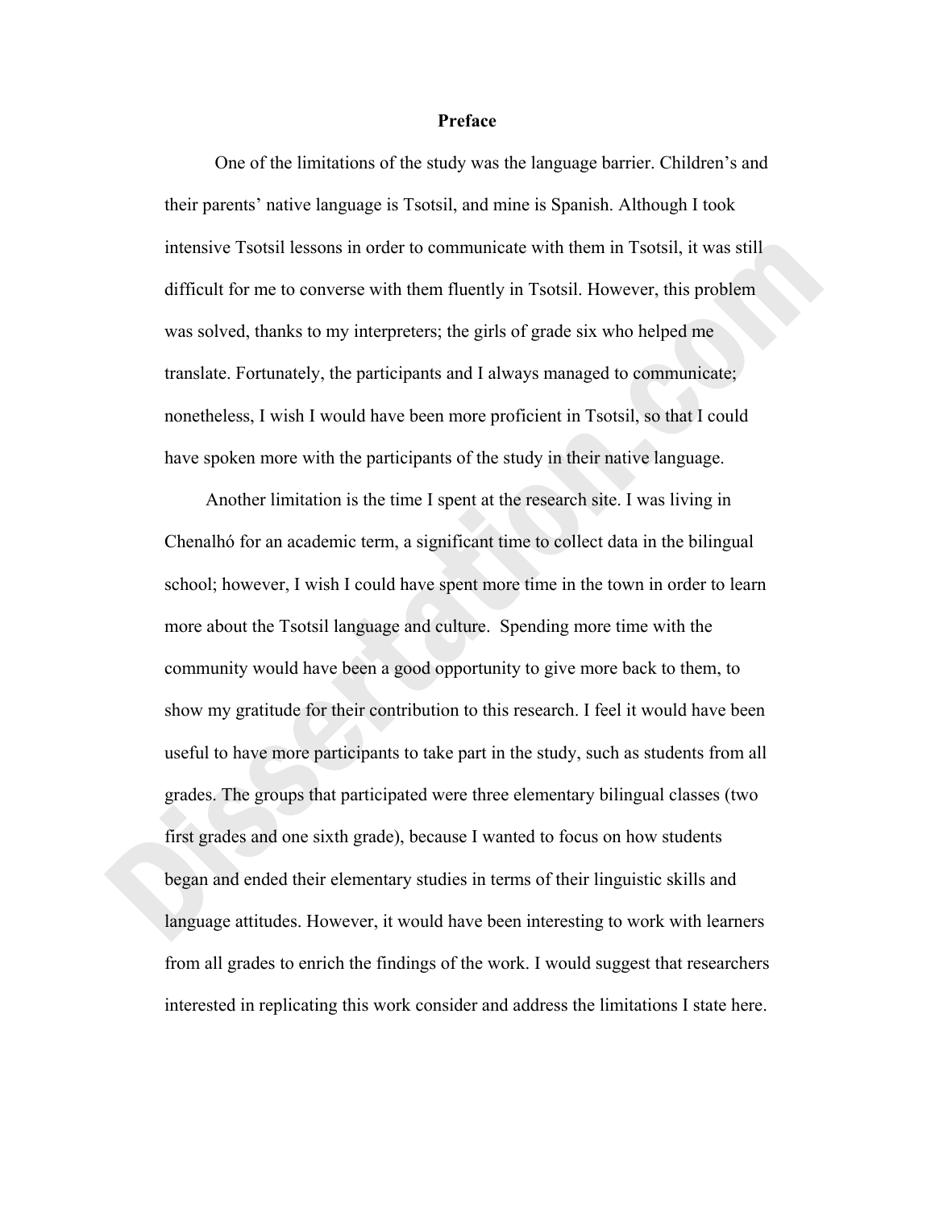# Preface

One of the limitations of the study was the language barrier. Children's and their parents' native language is Tsotsil, and mine is Spanish. Although I took intensive Tsotsil lessons in order to communicate with them in Tsotsil, it was still difficult for me to converse with them fluently in Tsotsil. However, this problem was solved, thanks to my interpreters; the girls of grade six who helped me translate. Fortunately, the participants and I always managed to communicate; nonetheless, I wish I would have been more proficient in Tsotsil, so that I could have spoken more with the participants of the study in their native language.

Another limitation is the time I spent at the research site. I was living in Chenalhó for an academic term, a significant time to collect data in the bilingual school; however, I wish I could have spent more time in the town in order to learn more about the Tsotsil language and culture. Spending more time with the community would have been a good opportunity to give more back to them, to show my gratitude for their contribution to this research. I feel it would have been useful to have more participants to take part in the study, such as students from all grades. The groups that participated were three elementary bilingual classes (two first grades and one sixth grade), because I wanted to focus on how students began and ended their elementary studies in terms of their linguistic skills and language attitudes. However, it would have been interesting to work with learners from all grades to enrich the findings of the work. I would suggest that researchers interested in replicating this work consider and address the limitations I state here.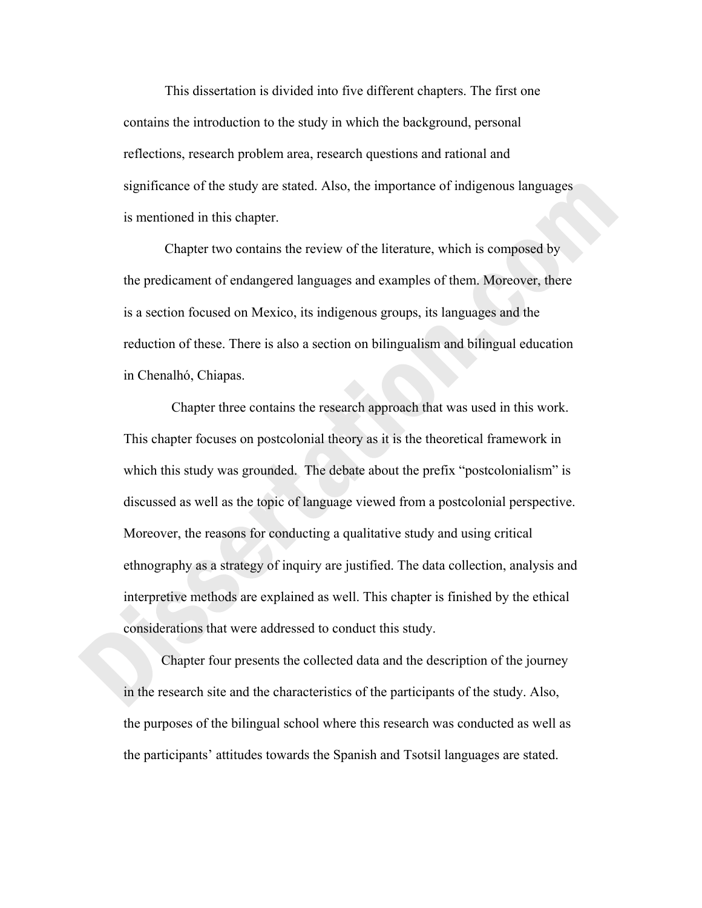This dissertation is divided into five different chapters. The first one contains the introduction to the study in which the background, personal reflections, research problem area, research questions and rational and significance of the study are stated. Also, the importance of indigenous languages is mentioned in this chapter.

Chapter two contains the review of the literature, which is composed by the predicament of endangered languages and examples of them. Moreover, there is a section focused on Mexico, its indigenous groups, its languages and the reduction of these. There is also a section on bilingualism and bilingual education in Chenalhó, Chiapas.

Chapter three contains the research approach that was used in this work. This chapter focuses on postcolonial theory as it is the theoretical framework in which this study was grounded. The debate about the prefix "postcolonialism" is discussed as well as the topic of language viewed from a postcolonial perspective. Moreover, the reasons for conducting a qualitative study and using critical ethnography as a strategy of inquiry are justified. The data collection, analysis and interpretive methods are explained as well. This chapter is finished by the ethical considerations that were addressed to conduct this study.

Chapter four presents the collected data and the description of the journey in the research site and the characteristics of the participants of the study. Also, the purposes of the bilingual school where this research was conducted as well as the participants' attitudes towards the Spanish and Tsotsil languages are stated.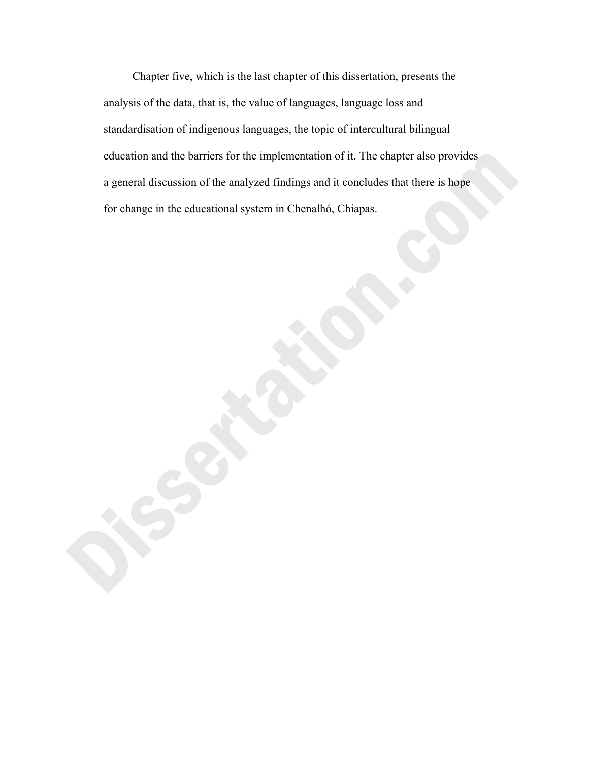Chapter five, which is the last chapter of this dissertation, presents the analysis of the data, that is, the value of languages, language loss and standardisation of indigenous languages, the topic of intercultural bilingual education and the barriers for the implementation of it. The chapter also provides a general discussion of the analyzed findings and it concludes that there is hope for change in the educational system in Chenalhó, Chiapas.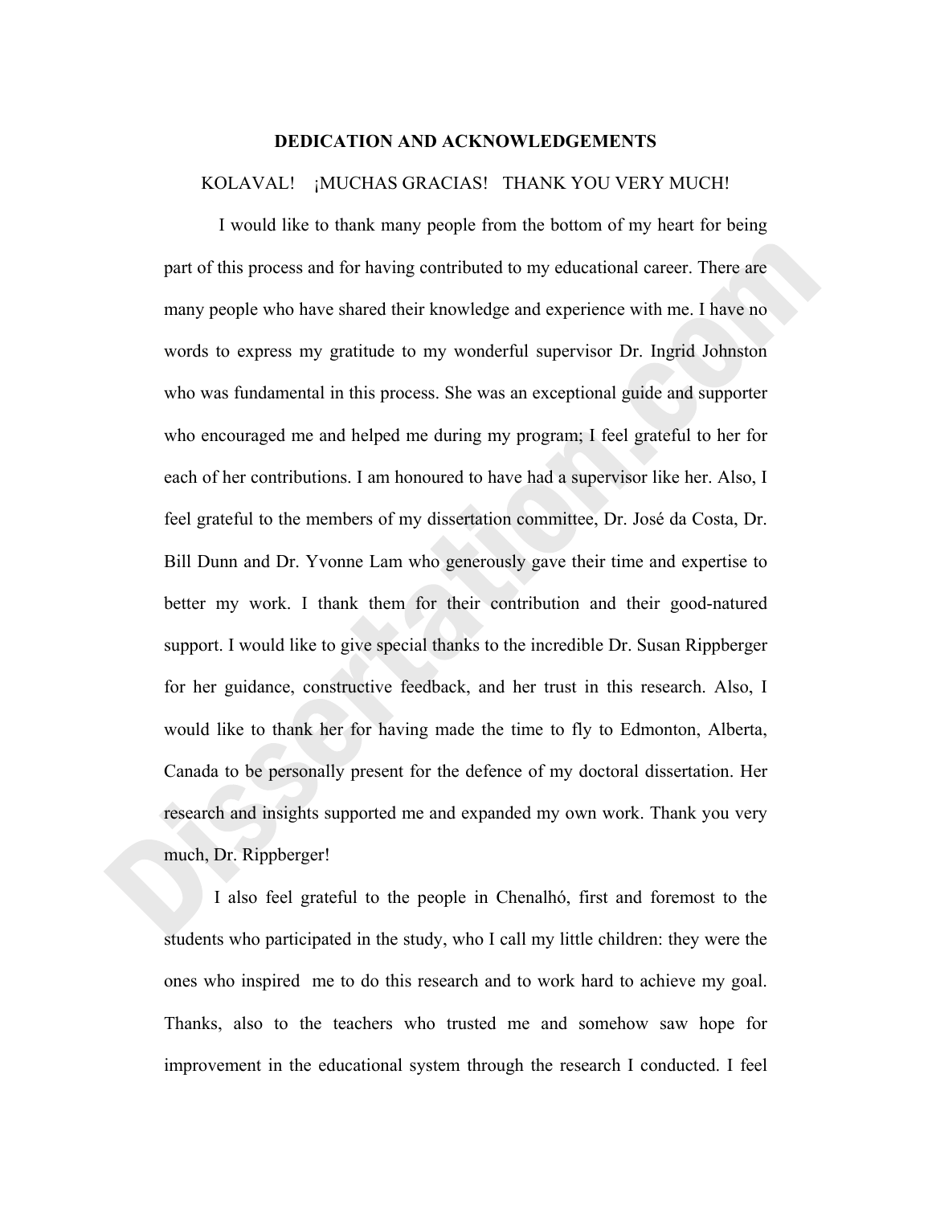## DEDICATION AND ACKNOWLEDGEMENTS

KOLAVAL! ¡MUCHAS GRACIAS! THANK YOU VERY MUCH!

I would like to thank many people from the bottom of my heart for being part of this process and for having contributed to my educational career. There are many people who have shared their knowledge and experience with me. I have no words to express my gratitude to my wonderful supervisor Dr. Ingrid Johnston who was fundamental in this process. She was an exceptional guide and supporter who encouraged me and helped me during my program; I feel grateful to her for each of her contributions. I am honoured to have had a supervisor like her. Also, I feel grateful to the members of my dissertation committee, Dr. José da Costa, Dr. Bill Dunn and Dr. Yvonne Lam who generously gave their time and expertise to better my work. I thank them for their contribution and their good-natured support. I would like to give special thanks to the incredible Dr. Susan Rippberger for her guidance, constructive feedback, and her trust in this research. Also, I would like to thank her for having made the time to fly to Edmonton, Alberta, Canada to be personally present for the defence of my doctoral dissertation. Her research and insights supported me and expanded my own work. Thank you very much, Dr. Rippberger!

I also feel grateful to the people in Chenalhó, first and foremost to the students who participated in the study, who I call my little children: they were the ones who inspired me to do this research and to work hard to achieve my goal. Thanks, also to the teachers who trusted me and somehow saw hope for improvement in the educational system through the research I conducted. I feel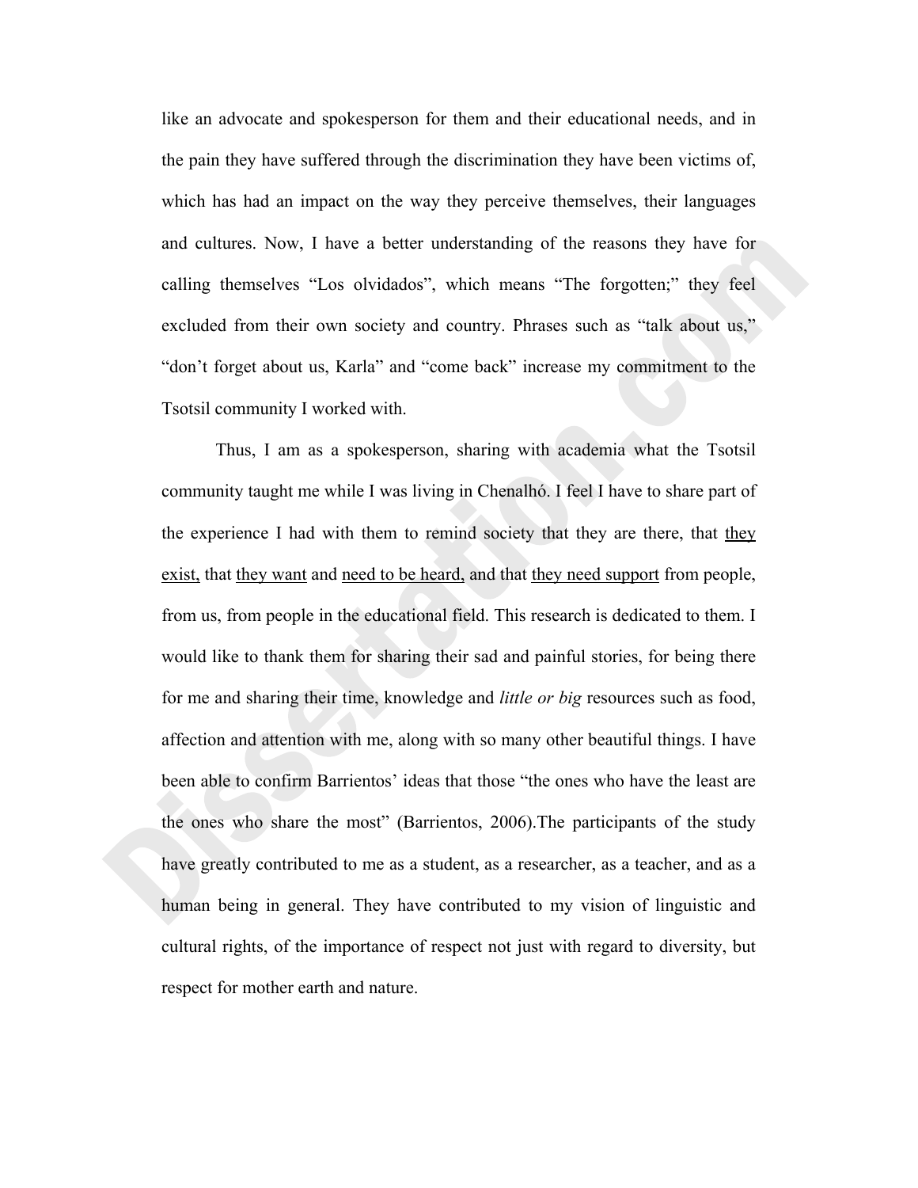like an advocate and spokesperson for them and their educational needs, and in the pain they have suffered through the discrimination they have been victims of, which has had an impact on the way they perceive themselves, their languages and cultures. Now, I have a better understanding of the reasons they have for calling themselves "Los olvidados", which means "The forgotten;" they feel excluded from their own society and country. Phrases such as "talk about us," "don't forget about us, Karla" and "come back" increase my commitment to the Tsotsil community I worked with.

Thus, I am as a spokesperson, sharing with academia what the Tsotsil community taught me while I was living in Chenalhó. I feel I have to share part of the experience I had with them to remind society that they are there, that <u>they exist,</u> that <u>they want</u> and <u>need to be heard,</u> and that <u>they need support</u> from people, from us, from people in the educational field. This research is dedicated to them. I would like to thank them for sharing their sad and painful stories, for being there for me and sharing their time, knowledge and *little or big* resources such as food, affection and attention with me, along with so many other beautiful things. I have been able to confirm Barrientos' ideas that those "the ones who have the least are the ones who share the most" (Barrientos, 2006).The participants of the study have greatly contributed to me as a student, as a researcher, as a teacher, and as a human being in general. They have contributed to my vision of linguistic and cultural rights, of the importance of respect not just with regard to diversity, but respect for mother earth and nature.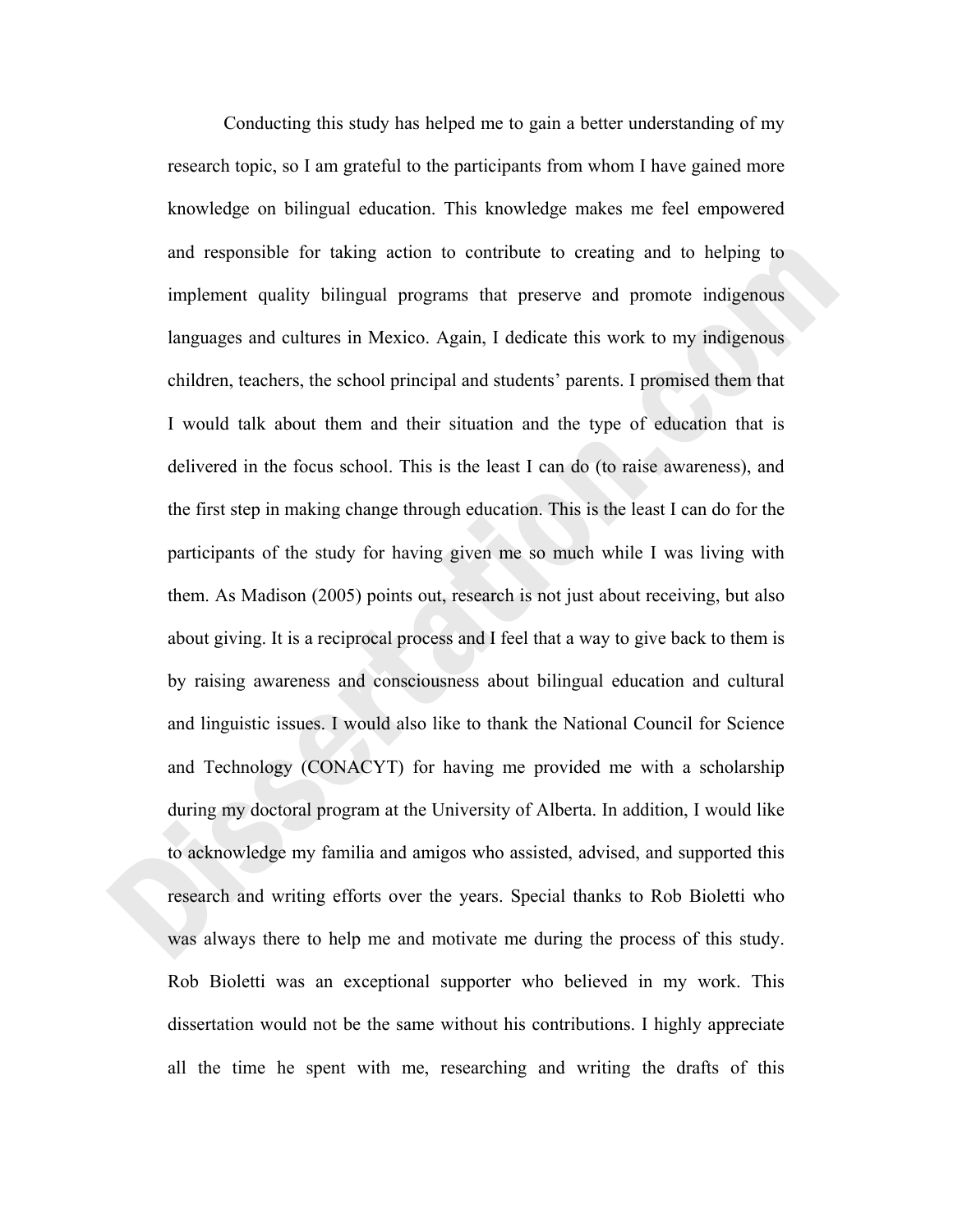Conducting this study has helped me to gain a better understanding of my research topic, so I am grateful to the participants from whom I have gained more knowledge on bilingual education. This knowledge makes me feel empowered and responsible for taking action to contribute to creating and to helping to implement quality bilingual programs that preserve and promote indigenous languages and cultures in Mexico. Again, I dedicate this work to my indigenous children, teachers, the school principal and students' parents. I promised them that I would talk about them and their situation and the type of education that is delivered in the focus school. This is the least I can do (to raise awareness), and the first step in making change through education. This is the least I can do for the participants of the study for having given me so much while I was living with them. As Madison (2005) points out, research is not just about receiving, but also about giving. It is a reciprocal process and I feel that a way to give back to them is by raising awareness and consciousness about bilingual education and cultural and linguistic issues. I would also like to thank the National Council for Science and Technology (CONACYT) for having me provided me with a scholarship during my doctoral program at the University of Alberta. In addition, I would like to acknowledge my familia and amigos who assisted, advised, and supported this research and writing efforts over the years. Special thanks to Rob Bioletti who was always there to help me and motivate me during the process of this study. Rob Bioletti was an exceptional supporter who believed in my work. This dissertation would not be the same without his contributions. I highly appreciate all the time he spent with me, researching and writing the drafts of this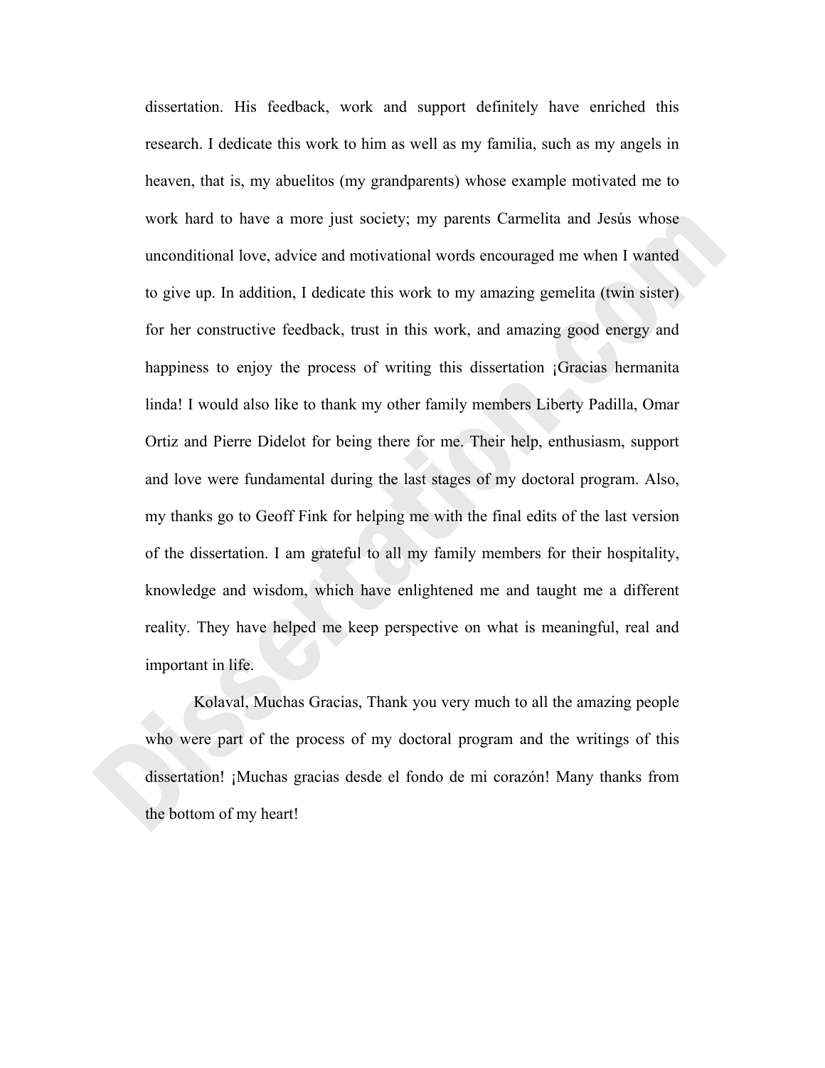dissertation. His feedback, work and support definitely have enriched this research. I dedicate this work to him as well as my familia, such as my angels in heaven, that is, my abuelitos (my grandparents) whose example motivated me to work hard to have a more just society; my parents Carmelita and Jesús whose unconditional love, advice and motivational words encouraged me when I wanted to give up. In addition, I dedicate this work to my amazing gemelita (twin sister) for her constructive feedback, trust in this work, and amazing good energy and happiness to enjoy the process of writing this dissertation ¡Gracias hermanita linda! I would also like to thank my other family members Liberty Padilla, Omar Ortiz and Pierre Didelot for being there for me. Their help, enthusiasm, support and love were fundamental during the last stages of my doctoral program. Also, my thanks go to Geoff Fink for helping me with the final edits of the last version of the dissertation. I am grateful to all my family members for their hospitality, knowledge and wisdom, which have enlightened me and taught me a different reality. They have helped me keep perspective on what is meaningful, real and important in life.

Kolaval, Muchas Gracias, Thank you very much to all the amazing people who were part of the process of my doctoral program and the writings of this dissertation! ¡Muchas gracias desde el fondo de mi corazón! Many thanks from the bottom of my heart!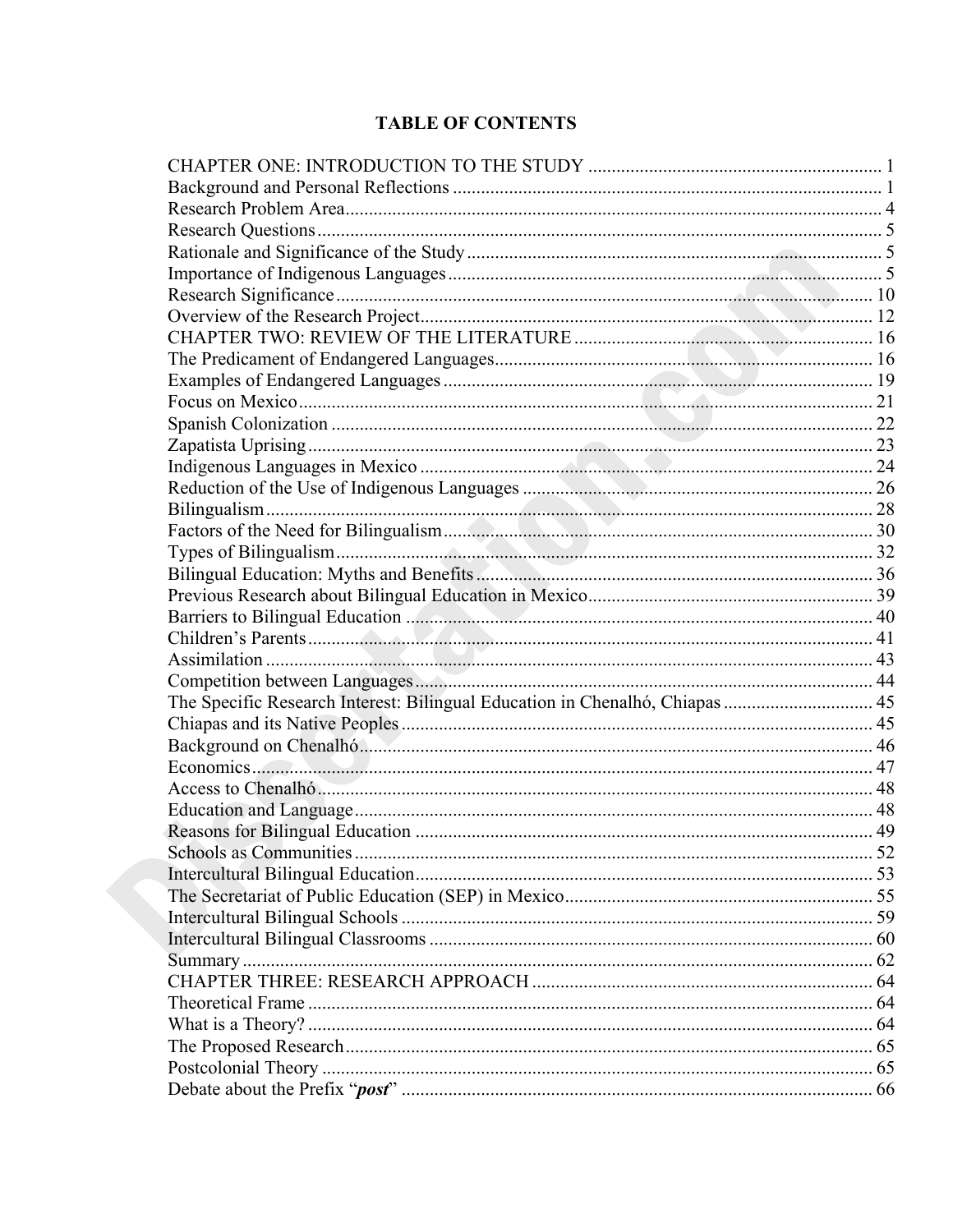# TABLE OF CONTENTS

CHAPTER ONE: INTRODUCTION TO THE STUDY .............................................................. 1
Background and Personal Reflections ........................................................................... 1
Research Problem Area.................................................................................................. 4
Research Questions ........................................................................................................ 5
Rationale and Significance of the Study ........................................................................ 5
Importance of Indigenous Languages ............................................................................ 5
Research Significance .................................................................................................. 10
Overview of the Research Project ................................................................................ 12
CHAPTER TWO: REVIEW OF THE LITERATURE ................................................... 16
The Predicament of Endangered Languages................................................................. 16
Examples of Endangered Languages ........................................................................... 19
Focus on Mexico .......................................................................................................... 21
Spanish Colonization ................................................................................................... 22
Zapatista Uprising ........................................................................................................ 23
Indigenous Languages in Mexico ................................................................................ 24
Reduction of the Use of Indigenous Languages ........................................................... 26
Bilingualism ................................................................................................................. 28
Factors of the Need for Bilingualism ........................................................................... 30
Types of Bilingualism .................................................................................................. 32
Bilingual Education: Myths and Benefits .................................................................... 36
Previous Research about Bilingual Education in Mexico ............................................ 39
Barriers to Bilingual Education ................................................................................... 40
Children's Parents ......................................................................................................... 41
Assimilation ................................................................................................................. 43
Competition between Languages ................................................................................. 44
The Specific Research Interest: Bilingual Education in Chenalhó, Chiapas ................ 45
Chiapas and its Native Peoples .................................................................................... 45
Background on Chenalhó ............................................................................................. 46
Economics .................................................................................................................... 47
Access to Chenalhó ...................................................................................................... 48
Education and Language .............................................................................................. 48
Reasons for Bilingual Education ................................................................................. 49
Schools as Communities .............................................................................................. 52
Intercultural Bilingual Education ................................................................................. 53
The Secretariat of Public Education (SEP) in Mexico ................................................. 55
Intercultural Bilingual Schools .................................................................................... 59
Intercultural Bilingual Classrooms .............................................................................. 60
Summary ...................................................................................................................... 62
CHAPTER THREE: RESEARCH APPROACH ........................................................... 64
Theoretical Frame ........................................................................................................ 64
What is a Theory? ........................................................................................................ 64
The Proposed Research ................................................................................................ 65
Postcolonial Theory ..................................................................................................... 65
Debate about the Prefix "***post***" .................................................................................... 66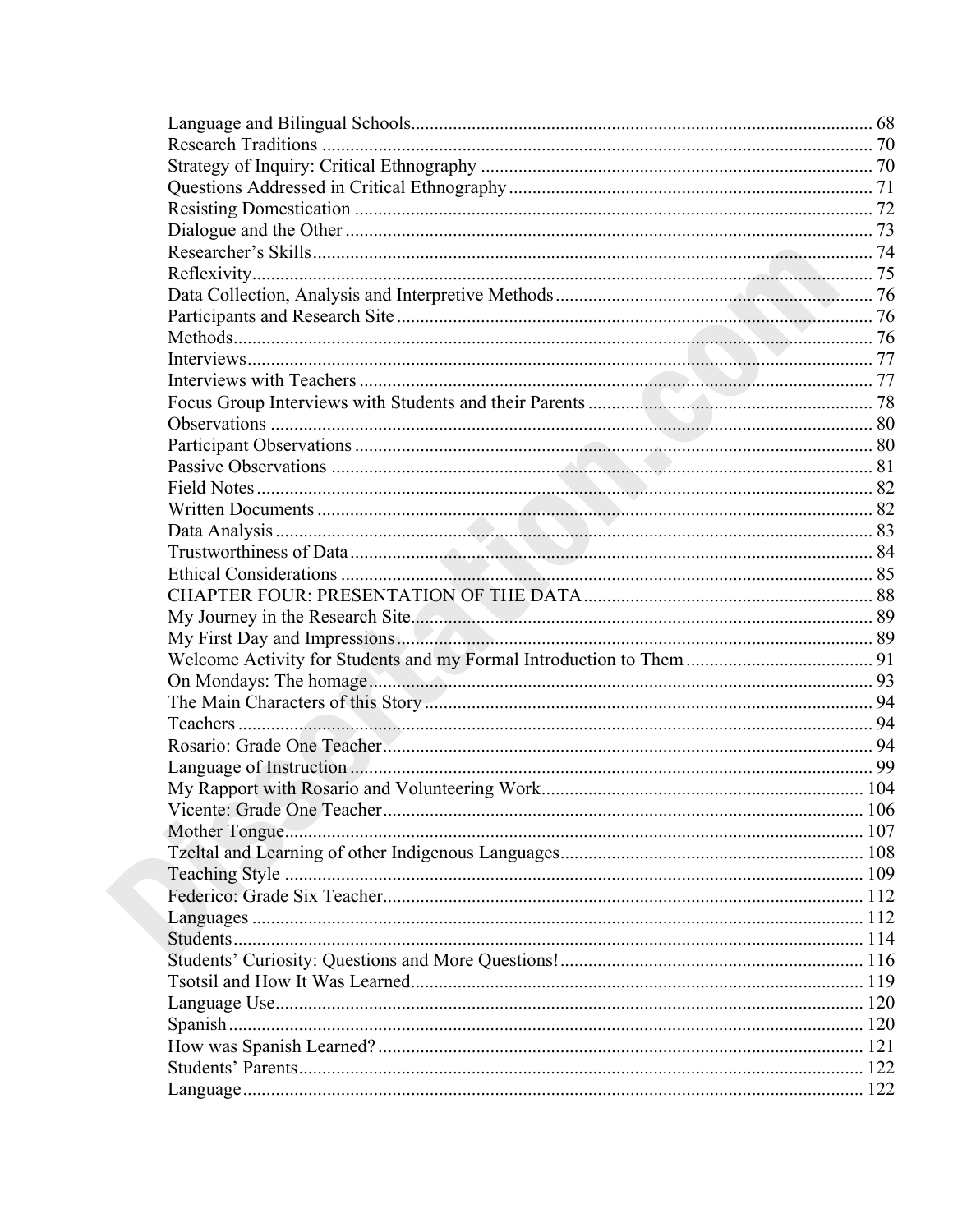Language and Bilingual Schools .......... 68
Research Traditions .......... 70
Strategy of Inquiry: Critical Ethnography .......... 70
Questions Addressed in Critical Ethnography .......... 71
Resisting Domestication .......... 72
Dialogue and the Other .......... 73
Researcher's Skills .......... 74
Reflexivity .......... 75
Data Collection, Analysis and Interpretive Methods .......... 76
Participants and Research Site .......... 76
Methods .......... 76
Interviews .......... 77
Interviews with Teachers .......... 77
Focus Group Interviews with Students and their Parents .......... 78
Observations .......... 80
Participant Observations .......... 80
Passive Observations .......... 81
Field Notes .......... 82
Written Documents .......... 82
Data Analysis .......... 83
Trustworthiness of Data .......... 84
Ethical Considerations .......... 85
CHAPTER FOUR: PRESENTATION OF THE DATA .......... 88
My Journey in the Research Site .......... 89
My First Day and Impressions .......... 89
Welcome Activity for Students and my Formal Introduction to Them .......... 91
On Mondays: The homage .......... 93
The Main Characters of this Story .......... 94
Teachers .......... 94
Rosario: Grade One Teacher .......... 94
Language of Instruction .......... 99
My Rapport with Rosario and Volunteering Work .......... 104
Vicente: Grade One Teacher .......... 106
Mother Tongue .......... 107
Tzeltal and Learning of other Indigenous Languages .......... 108
Teaching Style .......... 109
Federico: Grade Six Teacher .......... 112
Languages .......... 112
Students .......... 114
Students' Curiosity: Questions and More Questions! .......... 116
Tsotsil and How It Was Learned .......... 119
Language Use .......... 120
Spanish .......... 120
How was Spanish Learned? .......... 121
Students' Parents .......... 122
Language .......... 122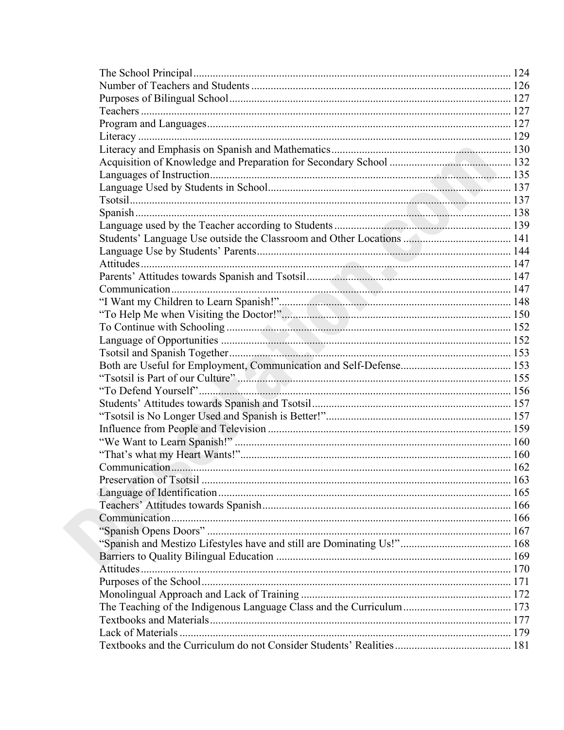The School Principal ........................................................................................................ 124
Number of Teachers and Students ..................................................................................... 126
Purposes of Bilingual School ............................................................................................ 127
Teachers ............................................................................................................................ 127
Program and Languages .................................................................................................... 127
Literacy ............................................................................................................................. 129
Literacy and Emphasis on Spanish and Mathematics ....................................................... 130
Acquisition of Knowledge and Preparation for Secondary School ................................... 132
Languages of Instruction ................................................................................................... 135
Language Used by Students in School .............................................................................. 137
Tsotsil ................................................................................................................................ 137
Spanish .............................................................................................................................. 138
Language used by the Teacher according to Students ...................................................... 139
Students' Language Use outside the Classroom and Other Locations .............................. 141
Language Use by Students' Parents .................................................................................. 144
Attitudes ............................................................................................................................ 147
Parents' Attitudes towards Spanish and Tsotsil ................................................................. 147
Communication ................................................................................................................. 147
"I Want my Children to Learn Spanish!" .......................................................................... 148
"To Help Me when Visiting the Doctor!" ......................................................................... 150
To Continue with Schooling ............................................................................................. 152
Language of Opportunities ............................................................................................... 152
Tsotsil and Spanish Together ............................................................................................ 153
Both are Useful for Employment, Communication and Self-Defense ............................... 153
"Tsotsil is Part of our Culture" .......................................................................................... 155
"To Defend Yourself" ....................................................................................................... 156
Students' Attitudes towards Spanish and Tsotsil .............................................................. 157
"Tsotsil is No Longer Used and Spanish is Better!" ......................................................... 157
Influence from People and Television .............................................................................. 159
"We Want to Learn Spanish!" ........................................................................................... 160
"That's what my Heart Wants!" ........................................................................................ 160
Communication ................................................................................................................. 162
Preservation of Tsotsil ...................................................................................................... 163
Language of Identification ................................................................................................ 165
Teachers' Attitudes towards Spanish ................................................................................ 166
Communication ................................................................................................................. 166
"Spanish Opens Doors" .................................................................................................... 167
"Spanish and Mestizo Lifestyles have and still are Dominating Us!" ............................... 168
Barriers to Quality Bilingual Education ............................................................................ 169
Attitudes ............................................................................................................................ 170
Purposes of the School ...................................................................................................... 171
Monolingual Approach and Lack of Training .................................................................. 172
The Teaching of the Indigenous Language Class and the Curriculum .............................. 173
Textbooks and Materials ................................................................................................... 177
Lack of Materials .............................................................................................................. 179
Textbooks and the Curriculum do not Consider Students' Realities ................................. 181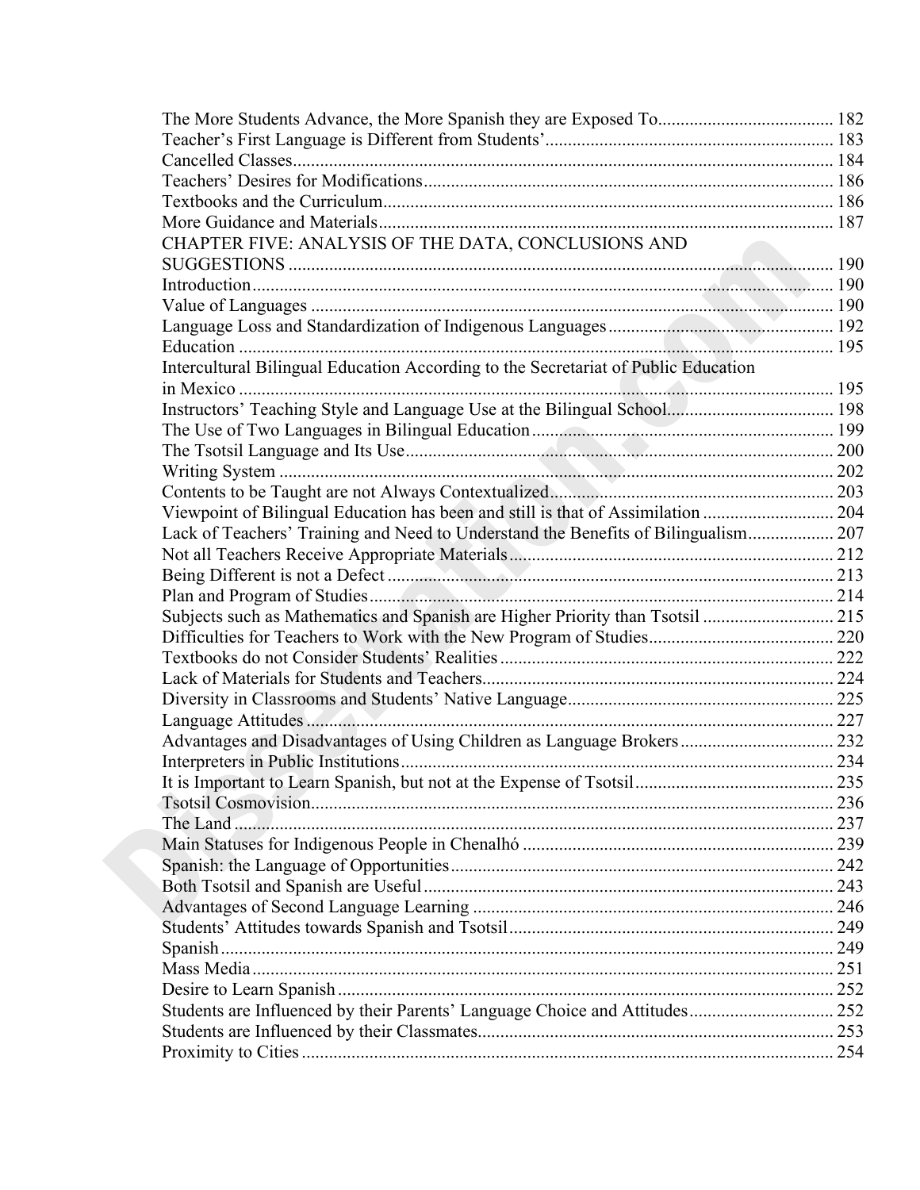The More Students Advance, the More Spanish they are Exposed To....................................... 182
Teacher's First Language is Different from Students'................................................................ 183
Cancelled Classes......................................................................................................................... 184
Teachers' Desires for Modifications............................................................................................ 186
Textbooks and the Curriculum..................................................................................................... 186
More Guidance and Materials...................................................................................................... 187
CHAPTER FIVE: ANALYSIS OF THE DATA, CONCLUSIONS AND SUGGESTIONS ............................................................................................................................... 190
Introduction.................................................................................................................................. 190
Value of Languages ..................................................................................................................... 190
Language Loss and Standardization of Indigenous Languages.................................................. 192
Education ..................................................................................................................................... 195
Intercultural Bilingual Education According to the Secretariat of Public Education in Mexico ......................................................................................................................................... 195
Instructors' Teaching Style and Language Use at the Bilingual School..................................... 198
The Use of Two Languages in Bilingual Education................................................................... 199
The Tsotsil Language and Its Use............................................................................................... 200
Writing System ............................................................................................................................ 202
Contents to be Taught are not Always Contextualized................................................................ 203
Viewpoint of Bilingual Education has been and still is that of Assimilation ............................ 204
Lack of Teachers' Training and Need to Understand the Benefits of Bilingualism................... 207
Not all Teachers Receive Appropriate Materials........................................................................ 212
Being Different is not a Defect ................................................................................................... 213
Plan and Program of Studies........................................................................................................ 214
Subjects such as Mathematics and Spanish are Higher Priority than Tsotsil ............................. 215
Difficulties for Teachers to Work with the New Program of Studies......................................... 220
Textbooks do not Consider Students' Realities .......................................................................... 222
Lack of Materials for Students and Teachers.............................................................................. 224
Diversity in Classrooms and Students' Native Language........................................................... 225
Language Attitudes ..................................................................................................................... 227
Advantages and Disadvantages of Using Children as Language Brokers.................................. 232
Interpreters in Public Institutions................................................................................................ 234
It is Important to Learn Spanish, but not at the Expense of Tsotsil............................................ 235
Tsotsil Cosmovision.................................................................................................................... 236
The Land ..................................................................................................................................... 237
Main Statuses for Indigenous People in Chenalhó ..................................................................... 239
Spanish: the Language of Opportunities..................................................................................... 242
Both Tsotsil and Spanish are Useful........................................................................................... 243
Advantages of Second Language Learning ................................................................................ 246
Students' Attitudes towards Spanish and Tsotsil......................................................................... 249
Spanish......................................................................................................................................... 249
Mass Media.................................................................................................................................. 251
Desire to Learn Spanish............................................................................................................... 252
Students are Influenced by their Parents' Language Choice and Attitudes................................. 252
Students are Influenced by their Classmates............................................................................... 253
Proximity to Cities ...................................................................................................................... 254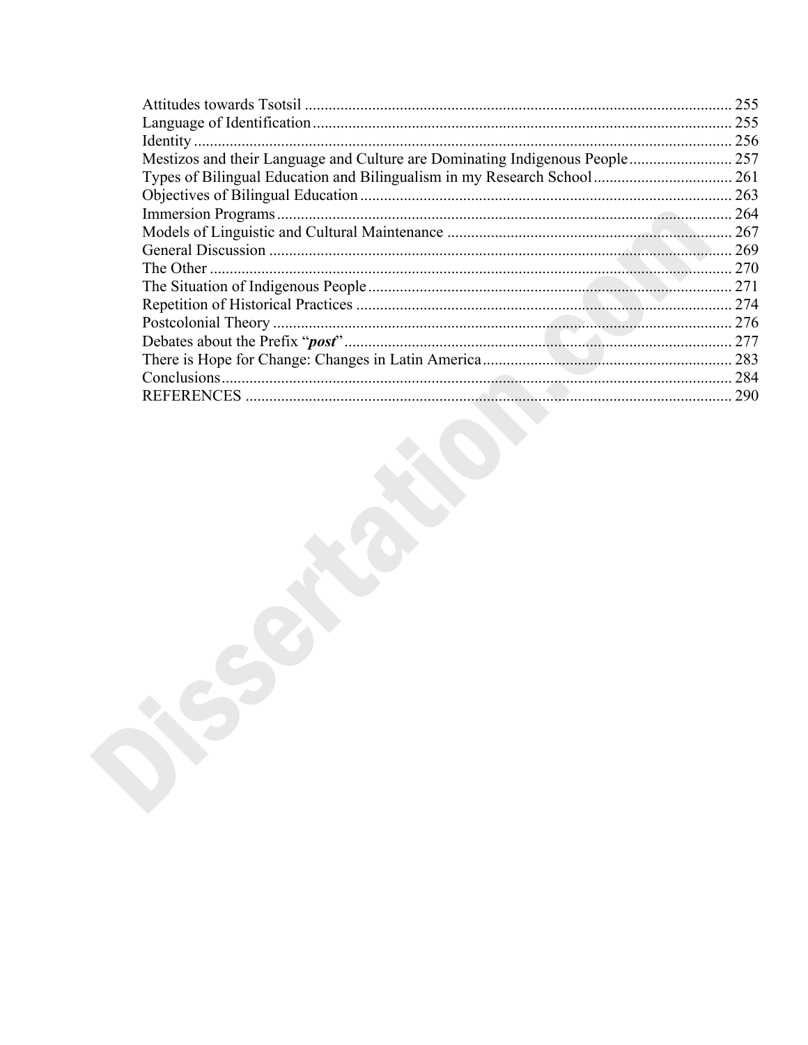Attitudes towards Tsotsil ........................................................................................................... 255
Language of Identification .......................................................................................................... 255
Identity ........................................................................................................................................ 256
Mestizos and their Language and Culture are Dominating Indigenous People .......................... 257
Types of Bilingual Education and Bilingualism in my Research School ................................... 261
Objectives of Bilingual Education ............................................................................................. 263
Immersion Programs ................................................................................................................... 264
Models of Linguistic and Cultural Maintenance ........................................................................ 267
General Discussion ..................................................................................................................... 269
The Other .................................................................................................................................... 270
The Situation of Indigenous People ............................................................................................ 271
Repetition of Historical Practices ............................................................................................... 274
Postcolonial Theory .................................................................................................................... 276
Debates about the Prefix "***post***" ................................................................................................. 277
There is Hope for Change: Changes in Latin America ............................................................... 283
Conclusions ................................................................................................................................. 284
REFERENCES ............................................................................................................................ 290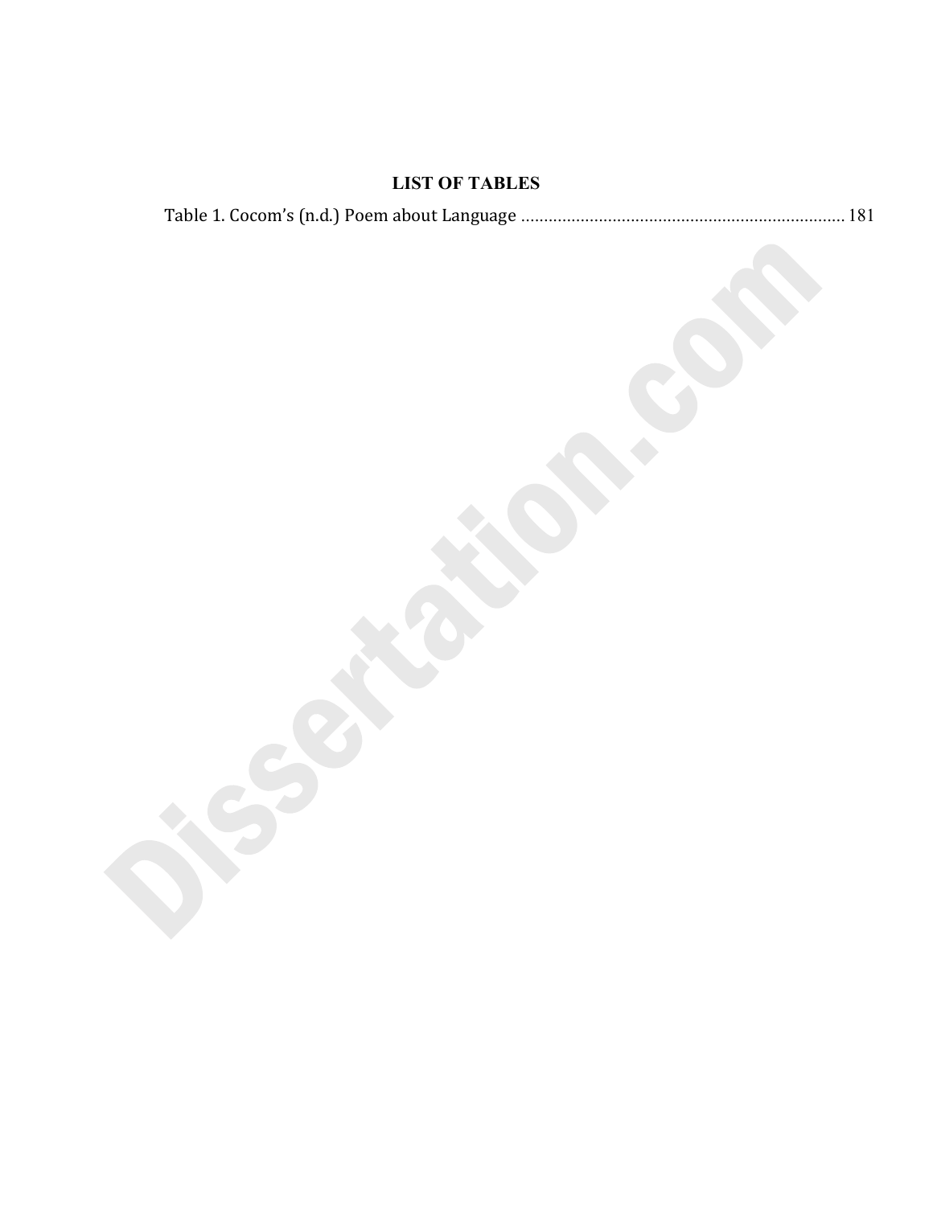# LIST OF TABLES

Table 1. Cocom's (n.d.) Poem about Language ........................................................................ 181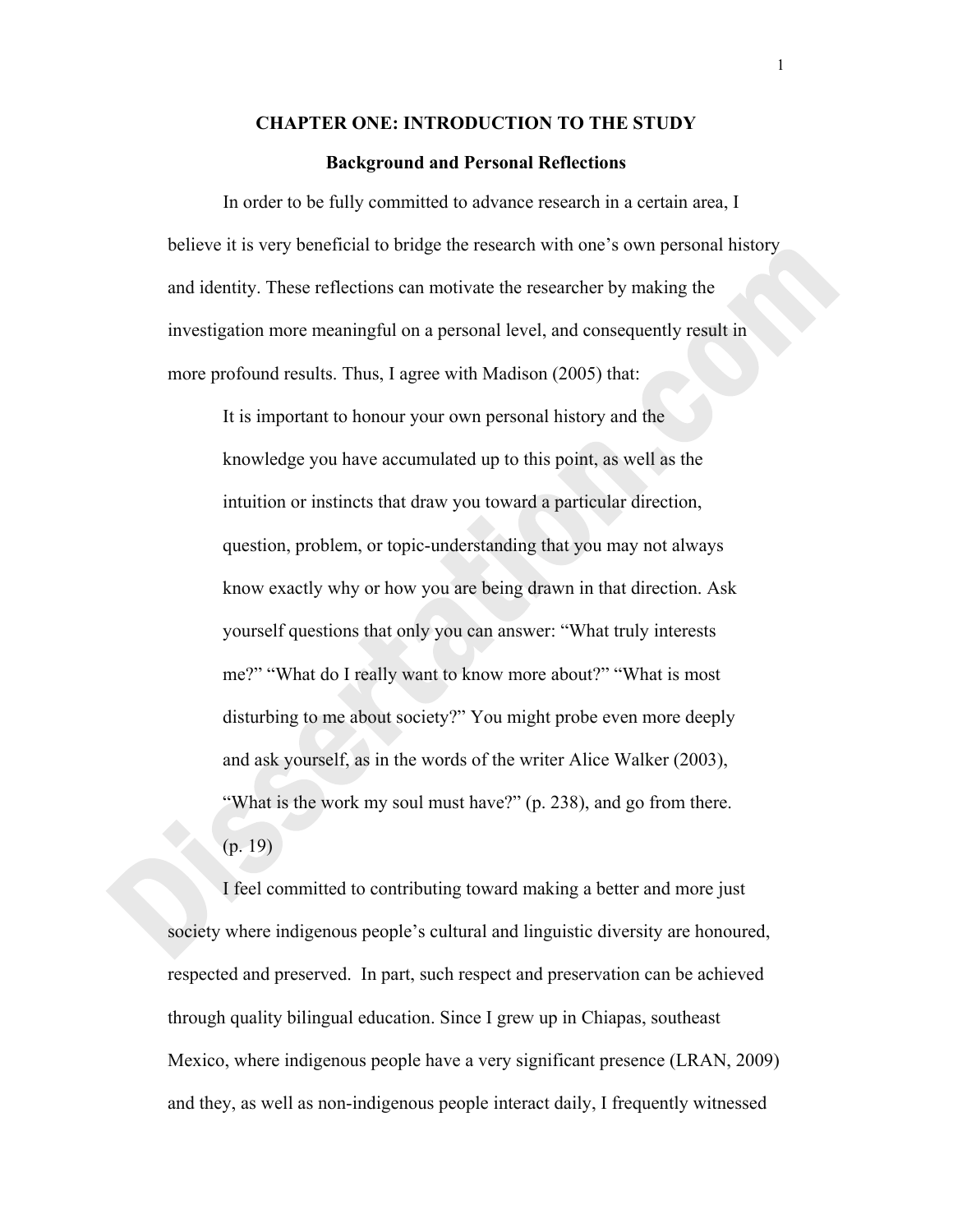# CHAPTER ONE: INTRODUCTION TO THE STUDY

## Background and Personal Reflections

In order to be fully committed to advance research in a certain area, I believe it is very beneficial to bridge the research with one's own personal history and identity. These reflections can motivate the researcher by making the investigation more meaningful on a personal level, and consequently result in more profound results. Thus, I agree with Madison (2005) that:

> It is important to honour your own personal history and the knowledge you have accumulated up to this point, as well as the intuition or instincts that draw you toward a particular direction, question, problem, or topic-understanding that you may not always know exactly why or how you are being drawn in that direction. Ask yourself questions that only you can answer: "What truly interests me?" "What do I really want to know more about?" "What is most disturbing to me about society?" You might probe even more deeply and ask yourself, as in the words of the writer Alice Walker (2003), "What is the work my soul must have?" (p. 238), and go from there. (p. 19)

I feel committed to contributing toward making a better and more just society where indigenous people's cultural and linguistic diversity are honoured, respected and preserved. In part, such respect and preservation can be achieved through quality bilingual education. Since I grew up in Chiapas, southeast Mexico, where indigenous people have a very significant presence (LRAN, 2009) and they, as well as non-indigenous people interact daily, I frequently witnessed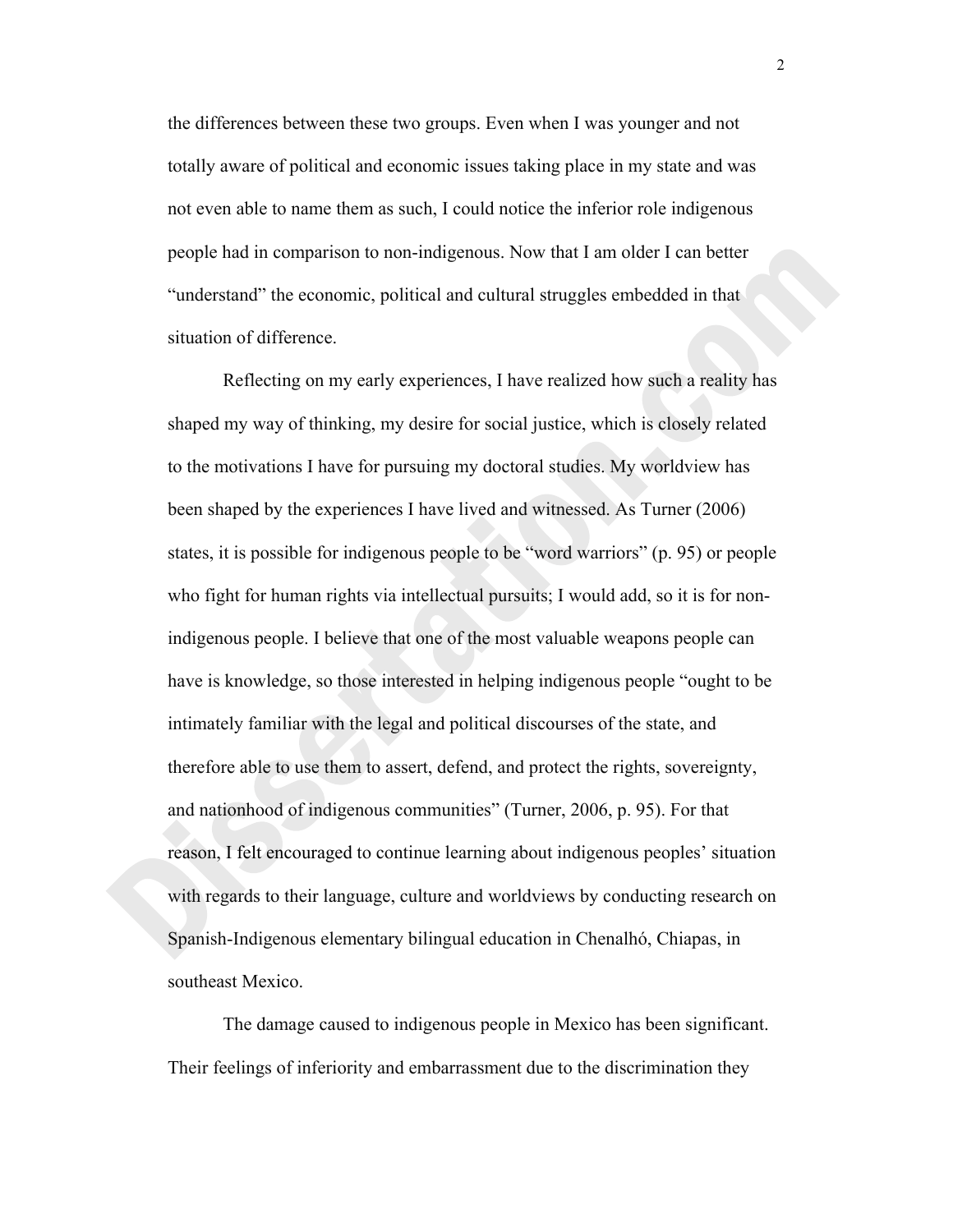the differences between these two groups. Even when I was younger and not totally aware of political and economic issues taking place in my state and was not even able to name them as such, I could notice the inferior role indigenous people had in comparison to non-indigenous. Now that I am older I can better "understand" the economic, political and cultural struggles embedded in that situation of difference.

Reflecting on my early experiences, I have realized how such a reality has shaped my way of thinking, my desire for social justice, which is closely related to the motivations I have for pursuing my doctoral studies. My worldview has been shaped by the experiences I have lived and witnessed. As Turner (2006) states, it is possible for indigenous people to be "word warriors" (p. 95) or people who fight for human rights via intellectual pursuits; I would add, so it is for non-indigenous people. I believe that one of the most valuable weapons people can have is knowledge, so those interested in helping indigenous people "ought to be intimately familiar with the legal and political discourses of the state, and therefore able to use them to assert, defend, and protect the rights, sovereignty, and nationhood of indigenous communities" (Turner, 2006, p. 95). For that reason, I felt encouraged to continue learning about indigenous peoples' situation with regards to their language, culture and worldviews by conducting research on Spanish-Indigenous elementary bilingual education in Chenalhó, Chiapas, in southeast Mexico.

The damage caused to indigenous people in Mexico has been significant. Their feelings of inferiority and embarrassment due to the discrimination they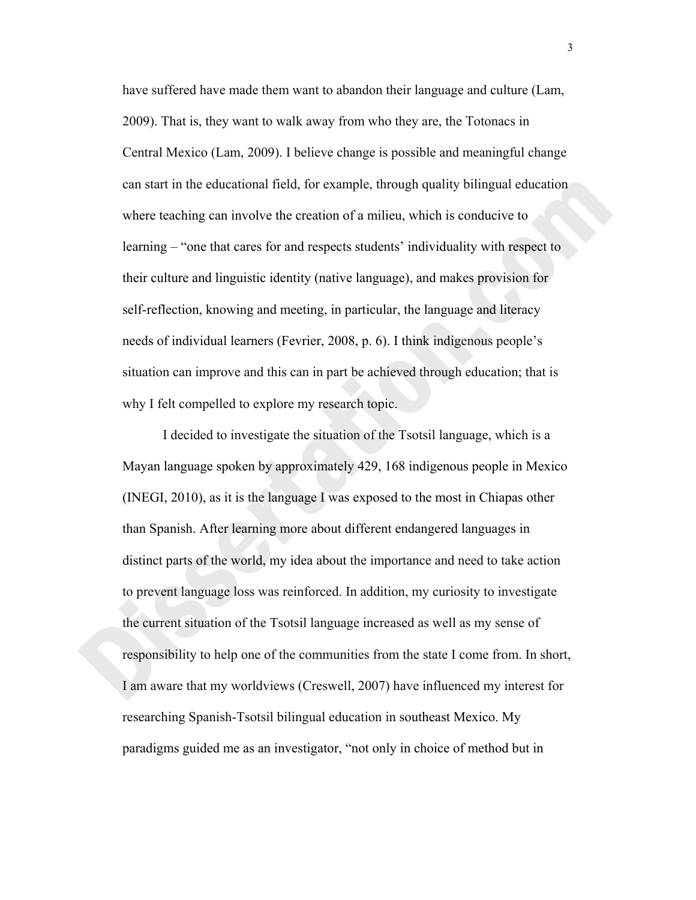have suffered have made them want to abandon their language and culture (Lam, 2009). That is, they want to walk away from who they are, the Totonacs in Central Mexico (Lam, 2009). I believe change is possible and meaningful change can start in the educational field, for example, through quality bilingual education where teaching can involve the creation of a milieu, which is conducive to learning – "one that cares for and respects students' individuality with respect to their culture and linguistic identity (native language), and makes provision for self-reflection, knowing and meeting, in particular, the language and literacy needs of individual learners (Fevrier, 2008, p. 6). I think indigenous people's situation can improve and this can in part be achieved through education; that is why I felt compelled to explore my research topic.

I decided to investigate the situation of the Tsotsil language, which is a Mayan language spoken by approximately 429, 168 indigenous people in Mexico (INEGI, 2010), as it is the language I was exposed to the most in Chiapas other than Spanish. After learning more about different endangered languages in distinct parts of the world, my idea about the importance and need to take action to prevent language loss was reinforced. In addition, my curiosity to investigate the current situation of the Tsotsil language increased as well as my sense of responsibility to help one of the communities from the state I come from. In short, I am aware that my worldviews (Creswell, 2007) have influenced my interest for researching Spanish-Tsotsil bilingual education in southeast Mexico. My paradigms guided me as an investigator, "not only in choice of method but in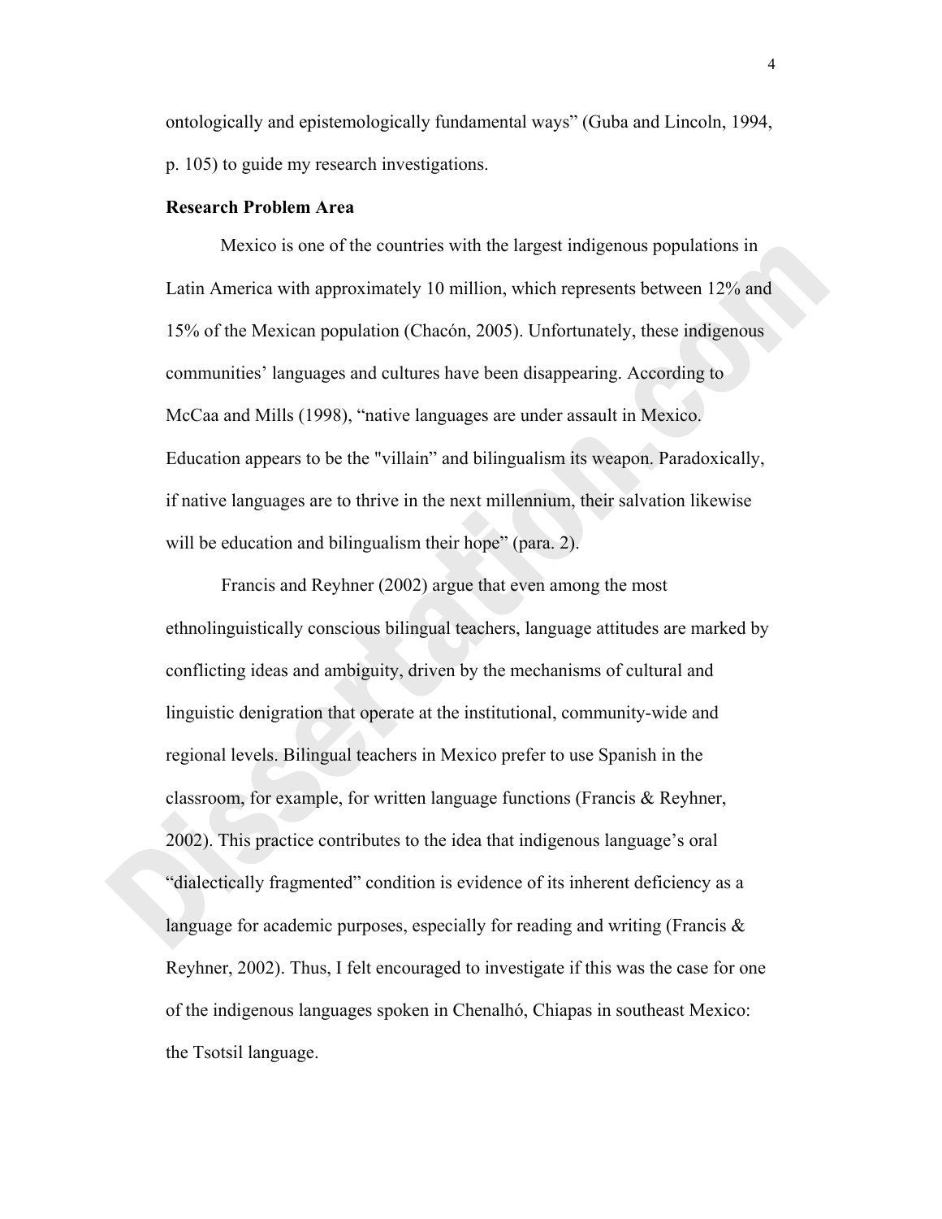ontologically and epistemologically fundamental ways" (Guba and Lincoln, 1994, p. 105) to guide my research investigations.

**Research Problem Area**

Mexico is one of the countries with the largest indigenous populations in Latin America with approximately 10 million, which represents between 12% and 15% of the Mexican population (Chacón, 2005). Unfortunately, these indigenous communities' languages and cultures have been disappearing. According to McCaa and Mills (1998), "native languages are under assault in Mexico. Education appears to be the "villain" and bilingualism its weapon. Paradoxically, if native languages are to thrive in the next millennium, their salvation likewise will be education and bilingualism their hope" (para. 2).

Francis and Reyhner (2002) argue that even among the most ethnolinguistically conscious bilingual teachers, language attitudes are marked by conflicting ideas and ambiguity, driven by the mechanisms of cultural and linguistic denigration that operate at the institutional, community-wide and regional levels. Bilingual teachers in Mexico prefer to use Spanish in the classroom, for example, for written language functions (Francis & Reyhner, 2002). This practice contributes to the idea that indigenous language's oral "dialectically fragmented" condition is evidence of its inherent deficiency as a language for academic purposes, especially for reading and writing (Francis & Reyhner, 2002). Thus, I felt encouraged to investigate if this was the case for one of the indigenous languages spoken in Chenalhó, Chiapas in southeast Mexico: the Tsotsil language.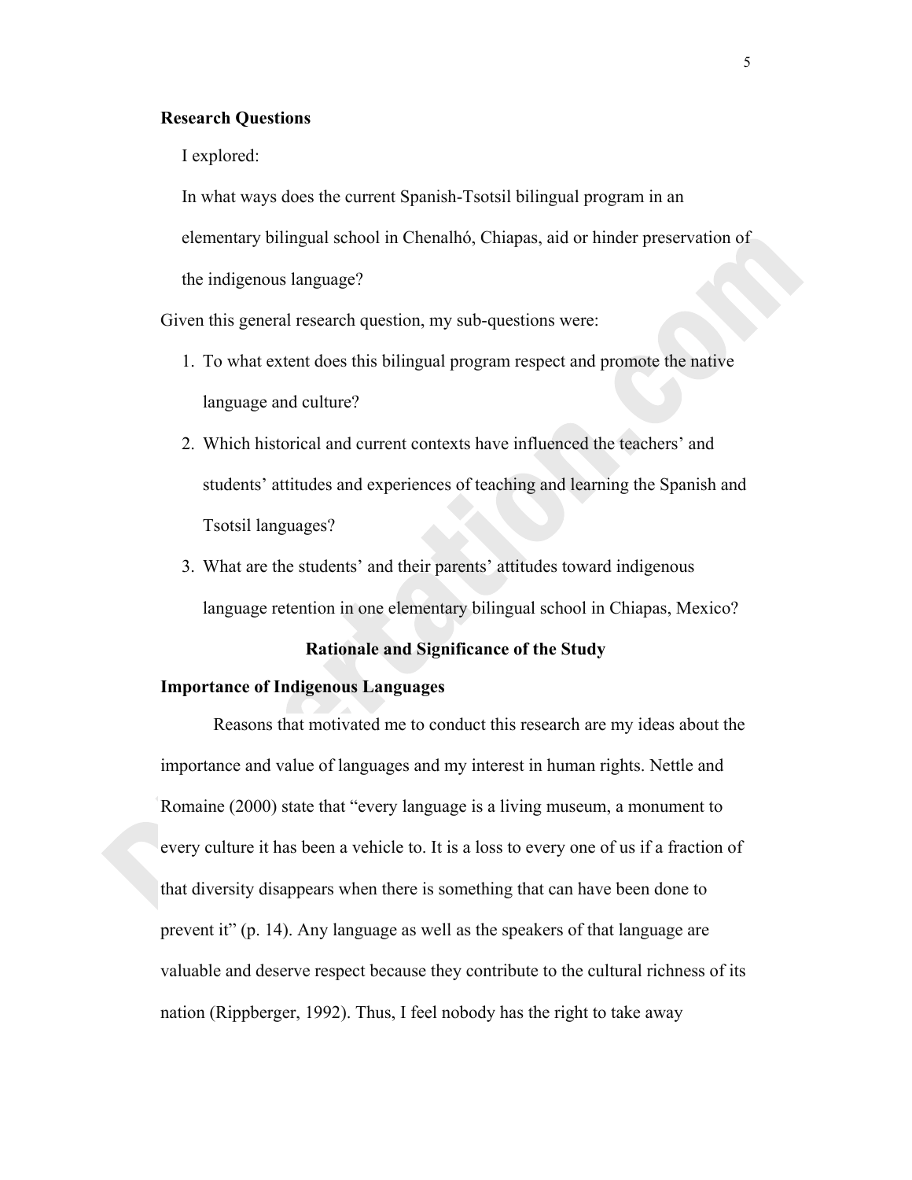**Research Questions**

I explored:

In what ways does the current Spanish-Tsotsil bilingual program in an elementary bilingual school in Chenalhó, Chiapas, aid or hinder preservation of the indigenous language?

Given this general research question, my sub-questions were:

1. To what extent does this bilingual program respect and promote the native language and culture?
2. Which historical and current contexts have influenced the teachers' and students' attitudes and experiences of teaching and learning the Spanish and Tsotsil languages?
3. What are the students' and their parents' attitudes toward indigenous language retention in one elementary bilingual school in Chiapas, Mexico?

## Rationale and Significance of the Study

**Importance of Indigenous Languages**

Reasons that motivated me to conduct this research are my ideas about the importance and value of languages and my interest in human rights. Nettle and Romaine (2000) state that "every language is a living museum, a monument to every culture it has been a vehicle to. It is a loss to every one of us if a fraction of that diversity disappears when there is something that can have been done to prevent it" (p. 14). Any language as well as the speakers of that language are valuable and deserve respect because they contribute to the cultural richness of its nation (Rippberger, 1992). Thus, I feel nobody has the right to take away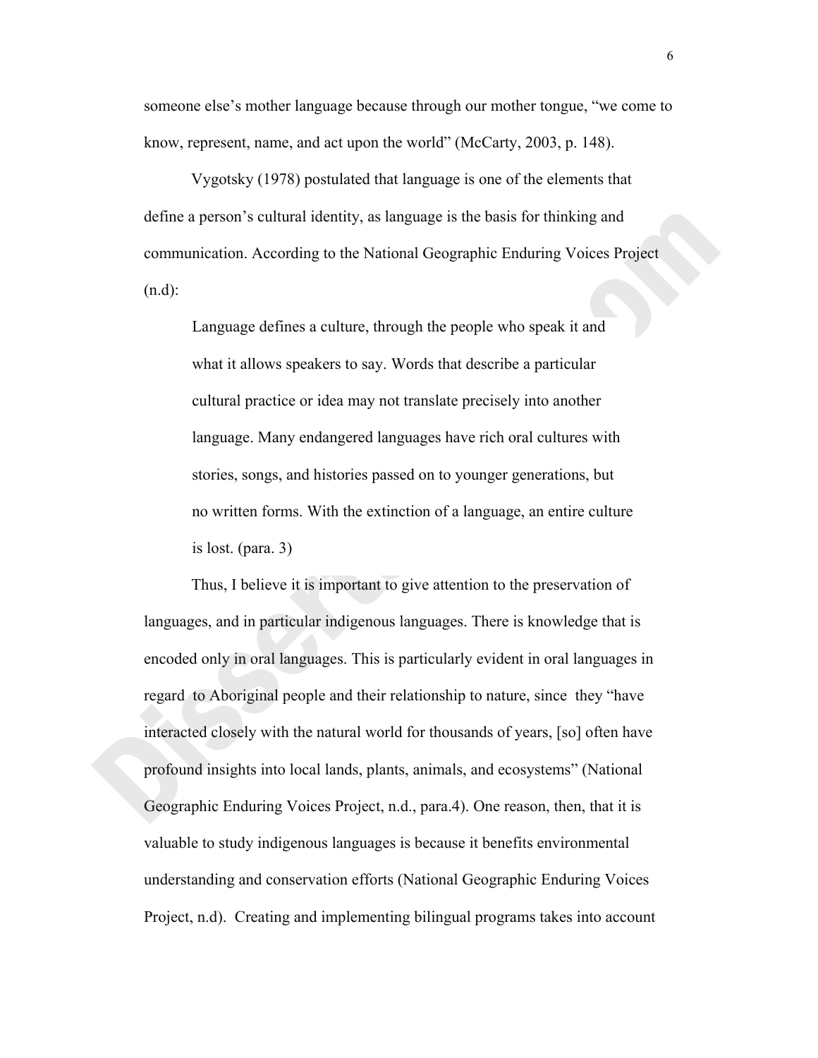someone else's mother language because through our mother tongue, "we come to know, represent, name, and act upon the world" (McCarty, 2003, p. 148).

Vygotsky (1978) postulated that language is one of the elements that define a person's cultural identity, as language is the basis for thinking and communication. According to the National Geographic Enduring Voices Project (n.d):

> Language defines a culture, through the people who speak it and what it allows speakers to say. Words that describe a particular cultural practice or idea may not translate precisely into another language. Many endangered languages have rich oral cultures with stories, songs, and histories passed on to younger generations, but no written forms. With the extinction of a language, an entire culture is lost. (para. 3)

Thus, I believe it is important to give attention to the preservation of languages, and in particular indigenous languages. There is knowledge that is encoded only in oral languages. This is particularly evident in oral languages in regard to Aboriginal people and their relationship to nature, since they "have interacted closely with the natural world for thousands of years, [so] often have profound insights into local lands, plants, animals, and ecosystems" (National Geographic Enduring Voices Project, n.d., para.4). One reason, then, that it is valuable to study indigenous languages is because it benefits environmental understanding and conservation efforts (National Geographic Enduring Voices Project, n.d). Creating and implementing bilingual programs takes into account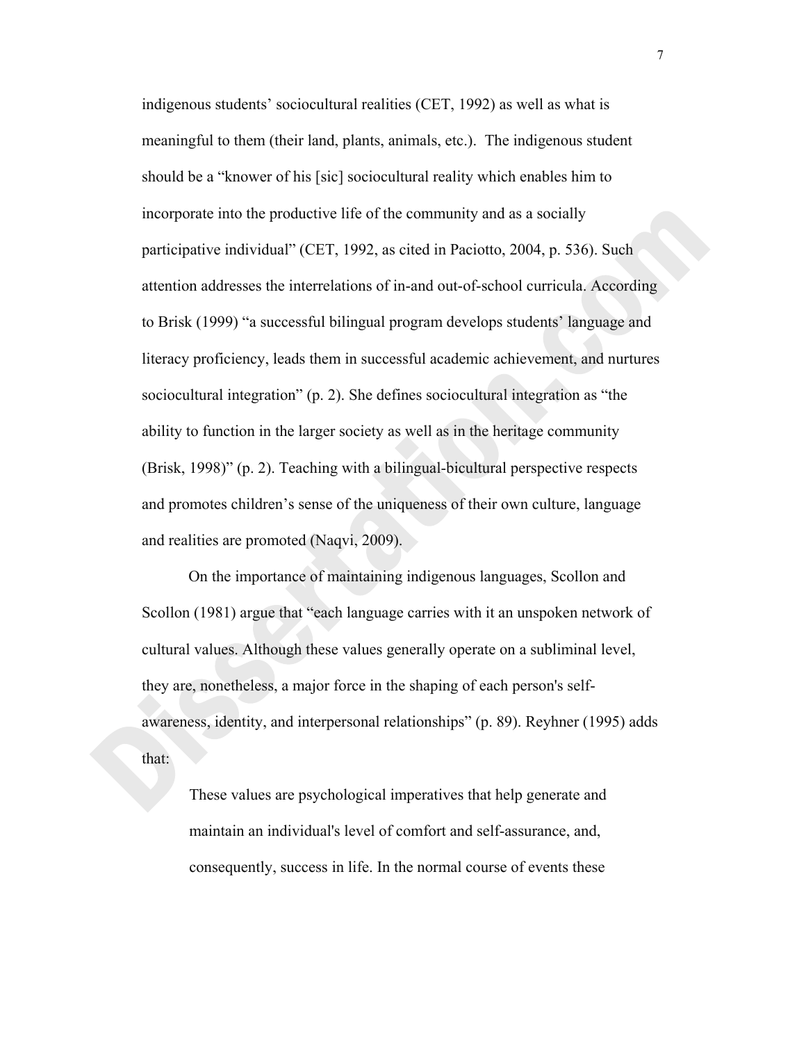indigenous students' sociocultural realities (CET, 1992) as well as what is meaningful to them (their land, plants, animals, etc.). The indigenous student should be a "knower of his [sic] sociocultural reality which enables him to incorporate into the productive life of the community and as a socially participative individual" (CET, 1992, as cited in Paciotto, 2004, p. 536). Such attention addresses the interrelations of in-and out-of-school curricula. According to Brisk (1999) "a successful bilingual program develops students' language and literacy proficiency, leads them in successful academic achievement, and nurtures sociocultural integration" (p. 2). She defines sociocultural integration as "the ability to function in the larger society as well as in the heritage community (Brisk, 1998)" (p. 2). Teaching with a bilingual-bicultural perspective respects and promotes children's sense of the uniqueness of their own culture, language and realities are promoted (Naqvi, 2009).

On the importance of maintaining indigenous languages, Scollon and Scollon (1981) argue that "each language carries with it an unspoken network of cultural values. Although these values generally operate on a subliminal level, they are, nonetheless, a major force in the shaping of each person's self-awareness, identity, and interpersonal relationships" (p. 89). Reyhner (1995) adds that:

> These values are psychological imperatives that help generate and maintain an individual's level of comfort and self-assurance, and, consequently, success in life. In the normal course of events these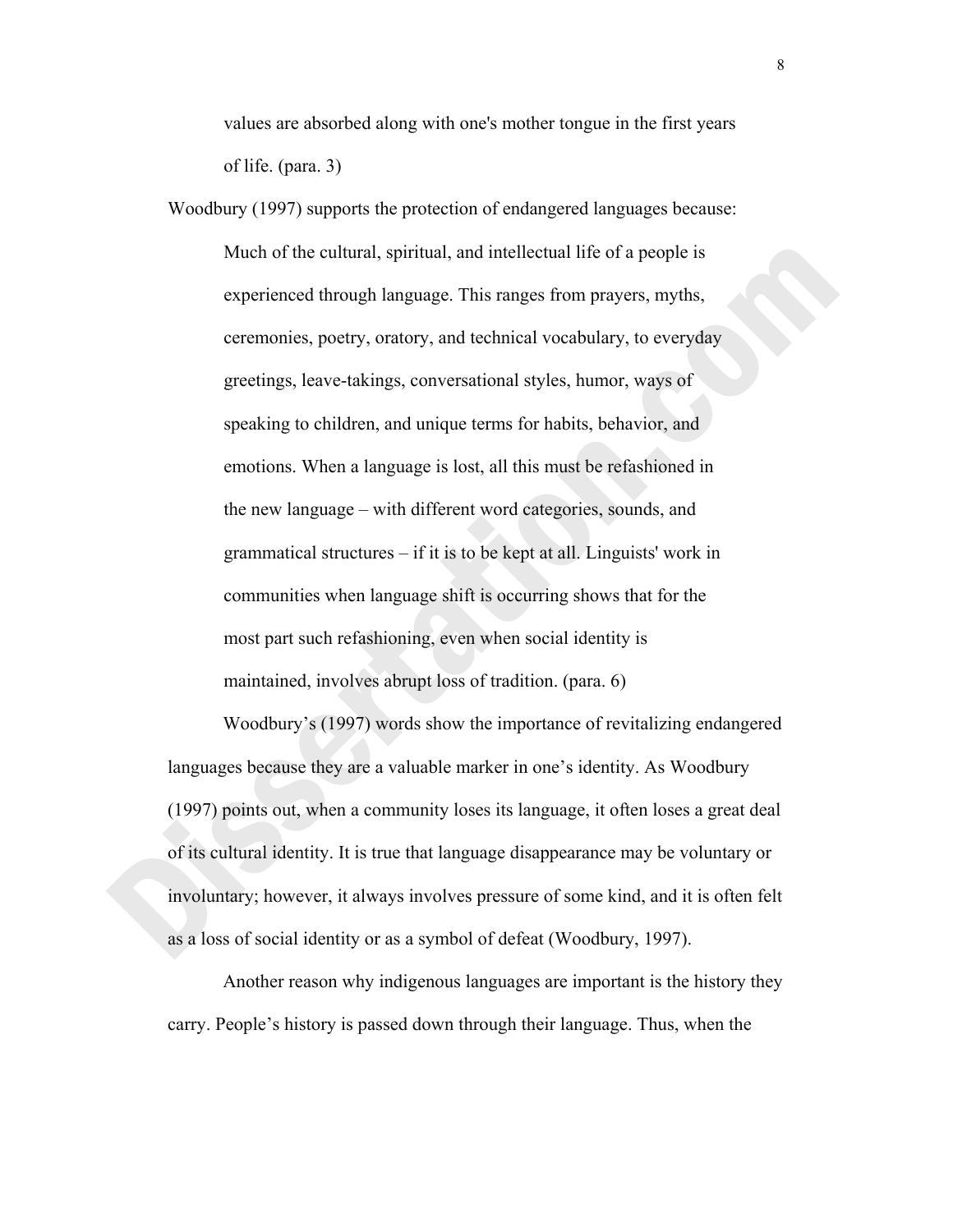> values are absorbed along with one's mother tongue in the first years of life. (para. 3)

Woodbury (1997) supports the protection of endangered languages because:

> Much of the cultural, spiritual, and intellectual life of a people is experienced through language. This ranges from prayers, myths, ceremonies, poetry, oratory, and technical vocabulary, to everyday greetings, leave-takings, conversational styles, humor, ways of speaking to children, and unique terms for habits, behavior, and emotions. When a language is lost, all this must be refashioned in the new language – with different word categories, sounds, and grammatical structures – if it is to be kept at all. Linguists' work in communities when language shift is occurring shows that for the most part such refashioning, even when social identity is maintained, involves abrupt loss of tradition. (para. 6)

Woodbury's (1997) words show the importance of revitalizing endangered languages because they are a valuable marker in one's identity. As Woodbury (1997) points out, when a community loses its language, it often loses a great deal of its cultural identity. It is true that language disappearance may be voluntary or involuntary; however, it always involves pressure of some kind, and it is often felt as a loss of social identity or as a symbol of defeat (Woodbury, 1997).

Another reason why indigenous languages are important is the history they carry. People's history is passed down through their language. Thus, when the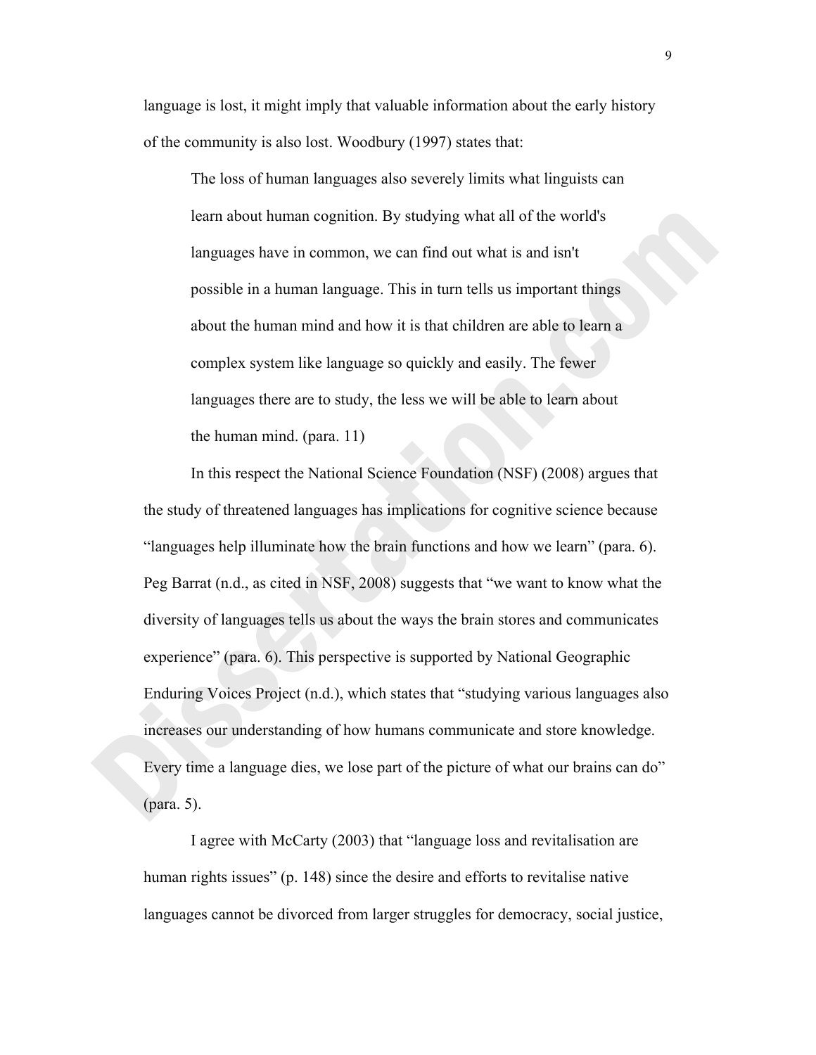language is lost, it might imply that valuable information about the early history of the community is also lost. Woodbury (1997) states that:

> The loss of human languages also severely limits what linguists can learn about human cognition. By studying what all of the world's languages have in common, we can find out what is and isn't possible in a human language. This in turn tells us important things about the human mind and how it is that children are able to learn a complex system like language so quickly and easily. The fewer languages there are to study, the less we will be able to learn about the human mind. (para. 11)

In this respect the National Science Foundation (NSF) (2008) argues that the study of threatened languages has implications for cognitive science because "languages help illuminate how the brain functions and how we learn" (para. 6). Peg Barrat (n.d., as cited in NSF, 2008) suggests that "we want to know what the diversity of languages tells us about the ways the brain stores and communicates experience" (para. 6). This perspective is supported by National Geographic Enduring Voices Project (n.d.), which states that "studying various languages also increases our understanding of how humans communicate and store knowledge. Every time a language dies, we lose part of the picture of what our brains can do" (para. 5).

I agree with McCarty (2003) that "language loss and revitalisation are human rights issues" (p. 148) since the desire and efforts to revitalise native languages cannot be divorced from larger struggles for democracy, social justice,